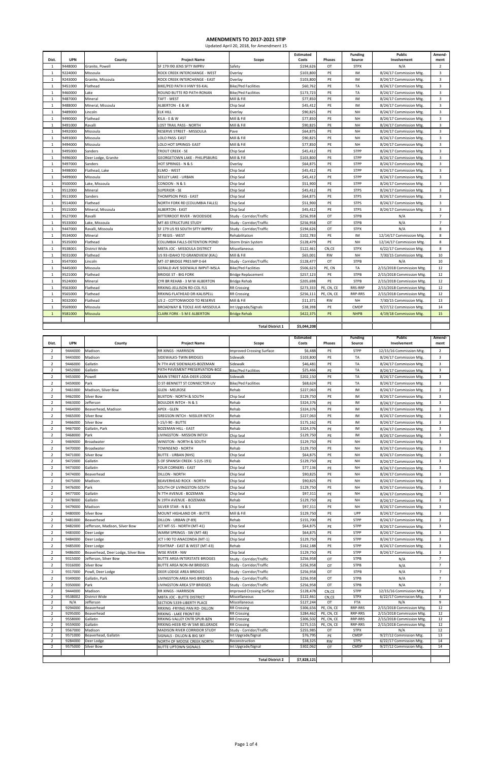# AMENDMENTS TO 2017-2021 STIP

Updated April 20, 2018, for Amendment 15

| Dist. | UPN | County | Project Name | Scope | Estimated Costs | Phases | Funding Source | Public Involvement | Amend-ment |
|---|---|---|---|---|---|---|---|---|---|
| 1 | 9448000 | Granite, Powell | SF 179 I90 JENS SFTY IMPRV | Safety | $194,626 | OT | STPX | N/A | 2 |
| 1 | 9224000 | Missoula | ROCK CREEK INTERCHANGE - WEST | Overlay | $103,800 | PE | IM | 8/24/17 Commission Mtg. | 3 |
| 1 | 9243000 | Granite, Missoula | ROCK CREEK INTERCHANGE - EAST | Overlay | $103,800 | PE | IM | 8/24/17 Commission Mtg. | 3 |
| 1 | 9451000 | Flathead | BIKE/PED PATH II HWY 93-KAL | Bike/Ped Facilities | $60,762 | PE | TA | 8/24/17 Commission Mtg. | 3 |
| 1 | 9460000 | Lake | ROUND BUTTE RD PATH-RONAN | Bike/Ped Facilities | $173,723 | PE | TA | 8/24/17 Commission Mtg. | 3 |
| 1 | 9487000 | Mineral | TAFT - WEST | Mill & Fill | $77,850 | PE | IM | 8/24/17 Commission Mtg. | 3 |
| 1 | 9488000 | Mineral, Missoula | ALBERTON - E & W | Chip Seal | $45,412 | PE | IM | 8/24/17 Commission Mtg. | 3 |
| 1 | 9489000 | Lincoln | ELK HILL | Overlay | $90,825 | PE | NH | 8/24/17 Commission Mtg. | 3 |
| 1 | 9490000 | Flathead | KILA - E & W | Mill & Fill | $77,850 | PE | NH | 8/24/17 Commission Mtg. | 3 |
| 1 | 9491000 | Ravalli | LOST TRAIL PASS - NORTH | Mill & Fill | $90,825 | PE | NH | 8/24/17 Commission Mtg. | 3 |
| 1 | 9492000 | Missoula | RESERVE STREET - MISSOULA | Pave | $64,875 | PE | NH | 8/24/17 Commission Mtg. | 3 |
| 1 | 9493000 | Missoula | LOLO PASS- EAST | Mill & Fill | $90,825 | PE | NH | 8/24/17 Commission Mtg. | 3 |
| 1 | 9494000 | Missoula | LOLO HOT SPRINGS- EAST | Mill & Fill | $77,850 | PE | NH | 8/24/17 Commission Mtg. | 3 |
| 1 | 9495000 | Sanders | TROUT CREEK - SE | Chip Seal | $45,412 | PE | STPP | 8/24/17 Commission Mtg. | 3 |
| 1 | 9496000 | Deer Lodge, Granite | GEORGETOWN LAKE - PHILIPSBURG | Mill & Fill | $103,800 | PE | STPP | 8/24/17 Commission Mtg. | 3 |
| 1 | 9497000 | Sanders | HOT SPRINGS - N & S | Overlay | $64,875 | PE | STPP | 8/24/17 Commission Mtg. | 3 |
| 1 | 9498000 | Flathead, Lake | ELMO - WEST | Chip Seal | $45,412 | PE | STPP | 8/24/17 Commission Mtg. | 3 |
| 1 | 9499000 | Missoula | SEELEY LAKE - URBAN | Chip Seal | $45,412 | PE | STPP | 8/24/17 Commission Mtg. | 3 |
| 1 | 9500000 | Lake, Missoula | CONDON - N & S | Chip Seal | $51,900 | PE | STPP | 8/24/17 Commission Mtg. | 3 |
| 1 | 9512000 | Mineral | SUPERIOR - SE | Chip Seal | $45,412 | PE | STPS | 8/24/17 Commission Mtg. | 3 |
| 1 | 9513000 | Sanders | THOMPSON PASS - EAST | Chip Seal | $64,875 | PE | STPS | 8/24/17 Commission Mtg. | 3 |
| 1 | 9514000 | Flathead | NORTH FORK RD (COLUMBIA FALLS) | Chip Seal | $51,900 | PE | STPS | 8/24/17 Commission Mtg. | 3 |
| 1 | 9515000 | Mineral, Missoula | ALBERTON - EAST | Chip Seal | $45,412 | PE | STPS | 8/24/17 Commission Mtg. | 3 |
| 1 | 9527000 | Ravalli | BITTERROOT RIVER - WOODSIDE | Study - Corridor/Traffic | $256,958 | OT | STPB | N/A | 7 |
| 1 | 9533000 | Lake, Missoula | MT-83 STRUCTURE STUDY | Study - Corridor/Traffic | $256,958 | OT | STPB | N/A | 7 |
| 1 | 9447000 | Ravalli, Missoula | SF 179 US 93 SOUTH SFTY IMPRV | Study - Corridor/Traffic | $194,626 | OT | STPX | N/A | 8 |
| 1 | 9534000 | Mineral | ST REGIS - WEST | Rehabilitation | $102,783 | PE | IM | 12/14/17 Commission Mtg. | 8 |
| 1 | 9535000 | Flathead | COLUMBIA FALLS-DETENTION POND | Storm Drain System | $128,479 | PE | NH | 12/14/17 Commission Mtg. | 8 |
| 1 | 9538001 | District Wide | MBTA JOC - MISSOULA DISTRICT | Miscellaneous | $122,461 | CN,CE | STPX | 6/22/17 Commission Mtg. | 8 |
| 1 | 9031000 | Flathead | US 93 -IDAHO TO GRANDVIEW (KAL) | Mill & Fill | $65,001 | RW | NH | 7/30/15 Commission Mtg. | 10 |
| 1 | 9547000 | Lincoln | MT-37 BRIDGE PRES MP 0-64 | Study - Corridor/Traffic | $128,477 | OT | STPB | N/A | 10 |
| 1 | 9445000 | Missoula | GERALD AVE SIDEWALK IMPVT-MSLA | Bike/Ped Facilities | $506,623 | PE, CN | TA | 2/15/2018 Commission Mtg. | 12 |
| 1 | 9521000 | Flathead | BRIDGE ST - BIG FORK | Bridge Replacement | $257,123 | PE | STPB | 2/15/2018 Commission Mtg. | 12 |
| 1 | 9524000 | Mineral | CYR BR REHAB - 3 M W ALBERTON | Bridge Rehab | $205,698 | PE | STPB | 2/15/2018 Commission Mtg. | 12 |
| 1 | 9563000 | Flathead | RRXING-JELLISON RD-COL FLS | RR Crossing | $273,333 | PE, CN, CE | RRS-RRP | 2/15/2018 Commission Mtg. | 12 |
| 1 | 9565000 | Flathead | RRXING-FLATHEAD DR-KALISPELL | RR Crossing | $256,111 | PE, CN, CE | RRP-RRS | 2/15/2018 Commission Mtg. | 12 |
| 1 | 9032000 | Flathead | US 2 - COTTONWOOD TO RESERVE | Mill & Fill | $11,371 | RW | NH | 7/30/15 Commission Mtg. | 13 |
| 1 | 9569000 | Missoula | BROADWAY & TOOLE AVE-MISSOULA | Int Upgrade/Signals | $38,398 | PE | CMDP | 9/27/12 Commission Mtg. | 14 |
| 1 | 9581000 | Missoula | CLARK FORK - 5 M E ALBERTON | Bridge Rehab | $422,375 | PE | NHPB | 4/19/18 Commission Mtg. | 15 |
| | | | | **Total District 1** | **$5,044,208** | | | | |

| Dist. | UPN | County | Project Name | Scope | Estimated Costs | Phases | Funding Source | Public Involvement | Amend-ment |
|---|---|---|---|---|---|---|---|---|---|
| 2 | 9444000 | Madison | RR XINGS - HARRISON | Improved Crossing Surface | $6,488 | PE | STPP | 12/15/16 Commission Mtg. | 2 |
| 2 | 9443000 | Madison | SIDEWALKS-TWIN BRIDGES | Sidewalk | $103,800 | PE | TA | 8/24/17 Commission Mtg. | 3 |
| 2 | 9446000 | Gallatin | N 7TH AVE SIDEWALKS-BOZEMAN | Sidewalk | $46,481 | PE | TA | 8/24/17 Commission Mtg. | 3 |
| 2 | 9452000 | Gallatin | PATH PAVEMENT PRESERVATION-BOZ | Bike/Ped Facilities | $25,466 | PE | TA | 8/24/17 Commission Mtg. | 3 |
| 2 | 9453000 | Powell | MAIN STREET ADA-DEER LODGE | Sidewalk | $202,150 | PE | TA | 8/24/17 Commission Mtg. | 3 |
| 2 | 9459000 | Park | O ST-BENNETT ST CONNECTOR-LIV | Bike/Ped Facilities | $68,624 | PE | TA | 8/24/17 Commission Mtg. | 3 |
| 2 | 9461000 | Madison, Silver Bow | GLEN - MELROSE | Rehab | $227,063 | PE | IM | 8/24/17 Commission Mtg. | 3 |
| 2 | 9462000 | Silver Bow | BUXTON - NORTH & SOUTH | Chip Seal | $129,750 | PE | IM | 8/24/17 Commission Mtg. | 3 |
| 2 | 9463000 | Jefferson | BOULDER INTCH - N & S | Rehab | $324,376 | PE | IM | 8/24/17 Commission Mtg. | 3 |
| 2 | 9464000 | Beaverhead, Madison | APEX - GLEN | Rehab | $324,376 | PE | IM | 8/24/17 Commission Mtg. | 3 |
| 2 | 9465000 | Silver Bow | GREGSON INTCH - NISSLER INTCH | Rehab | $227,063 | PE | IM | 8/24/17 Commission Mtg. | 3 |
| 2 | 9466000 | Silver Bow | I-15/I-90 - BUTTE | Rehab | $175,162 | PE | IM | 8/24/17 Commission Mtg. | 3 |
| 2 | 9467000 | Gallatin, Park | BOZEMAN HILL - EAST | Rehab | $324,376 | PE | IM | 8/24/17 Commission Mtg. | 3 |
| 2 | 9468000 | Park | LIVINGSTON - MISSION INTCH | Chip Seal | $129,750 | PE | IM | 8/24/17 Commission Mtg. | 3 |
| 2 | 9469000 | Broadwater | WINSTON - NORTH & SOUTH | Chip Seal | $129,750 | PE | NH | 8/24/17 Commission Mtg. | 3 |
| 2 | 9470000 | Broadwater | TOWNSEND - NORTH | Rehab | $129,750 | PE | NH | 8/24/17 Commission Mtg. | 3 |
| 2 | 9471000 | Silver Bow | BUTTE - URBAN (NHS) | Chip Seal | $64,875 | PE | NH | 8/24/17 Commission Mtg. | 3 |
| 2 | 9472000 | Gallatin | S OF SPANISH CREEK- S (US-191) | Rehab | $129,750 | PE | NH | 8/24/17 Commission Mtg. | 3 |
| 2 | 9473000 | Gallatin | FOUR CORNERS - EAST | Chip Seal | $77,136 | PE | NH | 8/24/17 Commission Mtg. | 3 |
| 2 | 9474000 | Beaverhead | DILLON - NORTH | Chip Seal | $90,825 | PE | NH | 8/24/17 Commission Mtg. | 3 |
| 2 | 9475000 | Madison | BEAVERHEAD ROCK - NORTH | Chip Seal | $90,825 | PE | NH | 8/24/17 Commission Mtg. | 3 |
| 2 | 9476000 | Park | SOUTH OF LIVINGSTON-SOUTH | Chip Seal | $129,750 | PE | NH | 8/24/17 Commission Mtg. | 3 |
| 2 | 9477000 | Gallatin | N 7TH AVENUE - BOZEMAN | Chip Seal | $97,311 | PE | NH | 8/24/17 Commission Mtg. | 3 |
| 2 | 9478000 | Gallatin | N 19TH AVENUE - BOZEMAN | Rehab | $129,750 | PE | NH | 8/24/17 Commission Mtg. | 3 |
| 2 | 9479000 | Madison | SILVER STAR - N & S | Chip Seal | $97,311 | PE | NH | 8/24/17 Commission Mtg. | 3 |
| 2 | 9480000 | Silver Bow | MOUNT HIGHLAND DR - BUTTE | Mill & Fill | $129,750 | PE | UPP | 8/24/17 Commission Mtg. | 3 |
| 2 | 9481000 | Beaverhead | DILLON - URBAN (P-89) | Rehab | $155,700 | PE | STPP | 8/24/17 Commission Mtg. | 3 |
| 2 | 9482000 | Jefferson, Madison, Silver Bow | JCT MT-55 - NORTH (MT-41) | Chip Seal | $64,875 | PE | STPP | 8/24/17 Commission Mtg. | 3 |
| 2 | 9483000 | Deer Lodge | WARM SPRINGS - SW (MT-48) | Chip Seal | $64,875 | PE | STPP | 8/24/17 Commission Mtg. | 3 |
| 2 | 9484000 | Deer Lodge | JCT I-90 TO ANACONDA (MT-1) | Chip Seal | $129,750 | PE | STPP | 8/24/17 Commission Mtg. | 3 |
| 2 | 9485000 | Deer Lodge | FISHTRAP - EAST & WEST (MT-43) | Rehab | $162,188 | PE | STPP | 8/24/17 Commission Mtg. | 3 |
| 2 | 9486000 | Beaverhead, Deer Lodge, Silver Bow | WISE RIVER - NW | Chip Seal | $129,750 | PE | STPP | 8/24/17 Commission Mtg. | 3 |
| 2 | 9315000 | Jefferson, Silver Bow | BUTTE AREA INTERSTATE BRIDGES | Study - Corridor/Traffic | $256,958 | OT | STPB | N/A | 7 |
| 2 | 9316000 | Silver Bow | BUTTE AREA NON-IM BRIDGES | Study - Corridor/Traffic | $256,958 | OT | STPB | N/A | 7 |
| 2 | 9317000 | Powll, Deer Lodge | DEER LODGE AREA BRIDGES | Study - Corridor/Traffic | $256,958 | OT | STPB | N/A | 7 |
| 2 | 9349000 | Gallatin, Park | LIVINGSTON AREA NHS BRIDGES | Study - Corridor/Traffic | $256,958 | OT | STPB | N/A | 7 |
| 2 | 9350000 | Park | LIVINGSTON AREA STP BRIDGES | Study - Corridor/Traffic | $256,958 | OT | STPB | N/A | 7 |
| 2 | 9444000 | Madison | RR XINGS - HARRISON | Improved Crossing Surface | $128,478 | CN,CE | STPP | 12/15/16 Commission Mtg. | 7 |
| 2 | 9538002 | District Wide | MBTA JOC - BUTTE DISTRICT | Miscellaneous | $122,461 | CN,CE | STPX | 6/22/17 Commission Mtg. | 8 |
| 2 | N/A | Jefferson | SECTION 5339-LIBERTY PLACE | Miscellaneous | $127,244 | OT | FTA | N/A | 9 |
| 2 | 9294000 | Beaverhead | RRXING -FRYING PAN RD- DILLON | RR Crossing | $306,656 | PE, CN, CE | RRP-RRS | 2/15/2018 Commission Mtg. | 12 |
| 2 | 9295000 | Beaverhead | RRXING - LAKE FRONT RD | RR Crossing | $284,462 | PE, CN, CE | RRP-RRS | 2/15/2018 Commission Mtg. | 12 |
| 2 | 9558000 | Gallatin | RRXING-VALLEY CNTR SPUR-BZN | RR Crossing | $306,502 | PE, CN, CE | RRP-RRS | 2/15/2018 Commission Mtg. | 12 |
| 2 | 9559000 | Gallatin | RRXING-HEEB RD-W SMI BELGRADE | RR Crossing | $275,515 | PE, CN, CE | RRP-RRS | 2/15/2018 Commission Mtg. | 12 |
| 2 | 9567000 | Madison | MADISON RIVER CORRIDOR STUDY | Study - Corridor/Traffic | $255,985 | OT | STPX | N/A | 12 |
| 2 | 9571000 | Beaverhead, Gallatin | SIGNALS - DILLON & BIG SKY | Int Upgrade/Signal | $76,795 | PE | CMDP | 9/27/12 Commission Mtg. | 13 |
| 2 | 9284000 | Deer Lodge | NORTH OF MOOSE CREEK NORTH | Reconstruction | $38,325 | RW | STPS | 6/22/17 Commission Mtg. | 14 |
| 2 | 9575000 | Silver Bow | BUTTE UPTOWN SIGNALS | Int Upgrade/Signal | $302,062 | OT | CMDP | 9/27/12 Commission Mtg. | 14 |
| | | | | **Total District 2** | **$7,828,121** | | | | |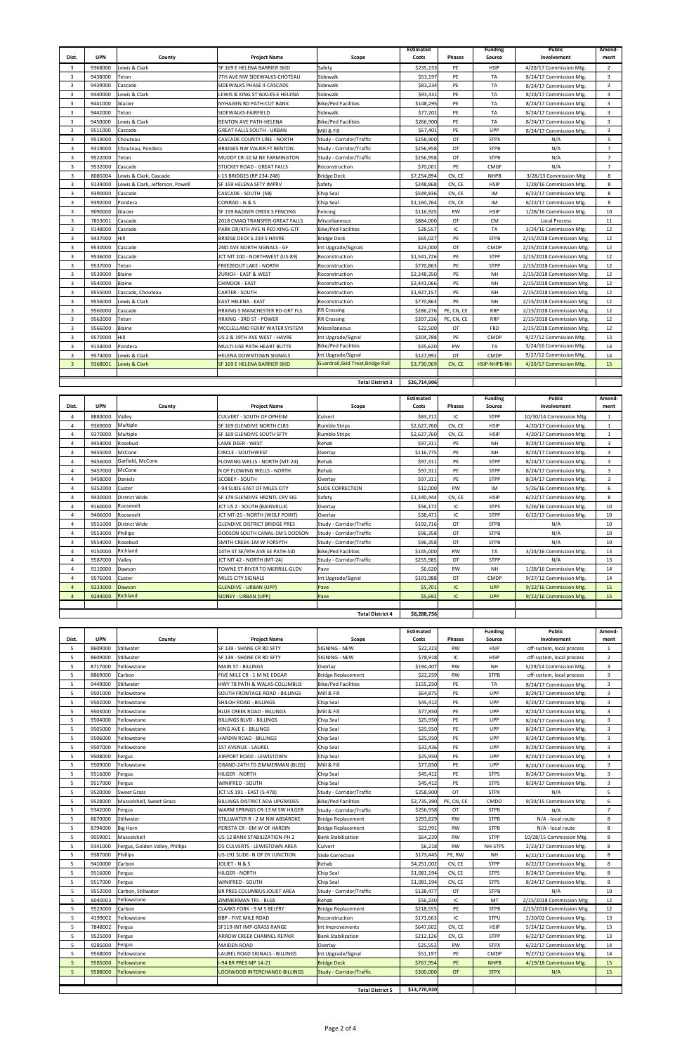| Dist. | UPN | County | Project Name | Scope | Estimated Costs | Phases | Funding Source | Public Involvement | Amend-ment |
|---|---|---|---|---|---|---|---|---|---|
| 3 | 9368000 | Lewis & Clark | SF 169 E HELENA BARRIER SKID | Safety | $235,153 | PE | HSIP | 4/20/17 Commission Mtg. | 2 |
| 3 | 9438000 | Teton | 7TH AVE NW SIDEWALKS-CHOTEAU | Sidewalk | $53,197 | PE | TA | 8/24/17 Commission Mtg. | 3 |
| 3 | 9439000 | Cascade | SIDEWALKS PHASE II-CASCADE | Sidewalk | $83,234 | PE | TA | 8/24/17 Commission Mtg. | 3 |
| 3 | 9440000 | Lewis & Clark | LEWIS & KING ST WALKS-E HELENA | Sidewalk | $93,431 | PE | TA | 8/24/17 Commission Mtg. | 3 |
| 3 | 9441000 | Glacier | NYHAGEN RD PATH-CUT BANK | Bike/Ped Facilities | $148,295 | PE | TA | 8/24/17 Commission Mtg. | 3 |
| 3 | 9442000 | Teton | SIDEWALKS-FAIRFIELD | Sidewalk | $77,201 | PE | TA | 8/24/17 Commission Mtg. | 3 |
| 3 | 9450000 | Lewis & Clark | BENTON AVE PATH-HELENA | Bike/Ped Facilities | $266,900 | PE | TA | 8/24/17 Commission Mtg. | 3 |
| 3 | 9511000 | Cascade | GREAT FALLS SOUTH - URBAN | Mill & Fill | $67,401 | PE | UPP | 8/24/17 Commission Mtg. | 3 |
| 3 | 9519000 | Chouteau | CASCADE COUNTY LINE - NORTH | Study - Corridor/Traffic | $258,900 | OT | STPX | N/A | 5 |
| 3 | 9319000 | Chouteau, Pondera | BRIDGES NW VALIER FT BENTON | Study - Corridor/Traffic | $256,958 | OT | STPB | N/A | 7 |
| 3 | 9522000 | Teton | MUDDY CR-10 M NE FARMINGTON | Study - Corridor/Traffic | $256,958 | OT | STPB | N/A | 7 |
| 3 | 9532000 | Cascade | STUCKEY ROAD - GREAT FALLS | Reconstruction | $70,001 | PE | CMGF | N/A | 7 |
| 3 | 8085004 | Lewis & Clark, Cascade | I-15 BRIDGES (RP 234-248) | Bridge Deck | $7,254,894 | CN, CE | NHPB | 3/28/13 Commission Mtg | 8 |
| 3 | 9134000 | Lewis & Clark, Jefferson, Powell | SF 159 HELENA SFTY IMPRV | Safety | $248,868 | CN, CE | HSIP | 1/28/16 Commission Mtg. | 8 |
| 3 | 9390000 | Cascade | CASCADE - SOUTH (SB) | Chip Seal | $549,836 | CN, CE | IM | 6/22/17 Commission Mtg. | 8 |
| 3 | 9392000 | Pondera | CONRAD - N & S | Chip Seal | $1,160,764 | CN, CE | IM | 6/22/17 Commission Mtg. | 8 |
| 3 | 9090000 | Glacier | SF 159 BADGER CREEK S FENCING | Fencing | $116,925 | RW | HSIP | 1/28/16 Commission Mtg. | 10 |
| 3 | 7853001 | Cascade | 2018 CMAQ TRANSFER-GREAT FALLS | Miscellaneous | $884,000 | OT | CM | Local Process | 11 |
| 3 | 9148000 | Cascade | PARK DR/4TH AVE N PED XING-GTF | Bike/Ped Facilities | $28,557 | IC | TA | 3/24/16 Commission Mtg. | 12 |
| 3 | 9437000 | Hill | BRIDGE DECK S-234 S HAVRE | Bridge Deck | $65,027 | PE | STPB | 2/15/2018 Commission Mtg. | 12 |
| 3 | 9530000 | Cascade | 2ND AVE NORTH SIGNALS - GF | Int Upgrade/Signals | $23,000 | OT | CMDP | 2/15/2018 Commission Mtg. | 12 |
| 3 | 9536000 | Cascade | JCT MT 200 - NORTHWEST (US-89) | Reconstruction | $1,541,726 | PE | STPP | 2/15/2018 Commission Mtg. | 12 |
| 3 | 9537000 | Teton | FREEZEOUT LAKE - NORTH | Reconstruction | $770,863 | PE | STPP | 2/15/2018 Commission Mtg. | 12 |
| 3 | 9539000 | Blaine | ZURICH - EAST & WEST | Reconstruction | $2,248,350 | PE | NH | 2/15/2018 Commission Mtg. | 12 |
| 3 | 9540000 | Blaine | CHINOOK - EAST | Reconstruction | $2,441,066 | PE | NH | 2/15/2018 Commission Mtg. | 12 |
| 3 | 9555000 | Cascade, Chouteau | CARTER - SOUTH | Reconstruction | $1,927,157 | PE | NH | 2/15/2018 Commission Mtg. | 12 |
| 3 | 9556000 | Lewis & Clark | EAST HELENA - EAST | Reconstruction | $770,863 | PE | NH | 2/15/2018 Commission Mtg. | 12 |
| 3 | 9560000 | Cascade | RRXING-S MANCHESTER RD-GRT FLS | RR Crossing | $286,276 | PE, CN, CE | RRP | 2/15/2018 Commission Mtg. | 12 |
| 3 | 9562000 | Teton | RRXING - 3RD ST - POWER | RR Crossing | $397,236 | PE, CN, CE | RRP | 2/15/2018 Commission Mtg. | 12 |
| 3 | 9566000 | Blaine | MCCLELLAND FERRY WATER SYSTEM | Miscellaneous | $22,500 | OT | FBD | 2/15/2018 Commission Mtg. | 12 |
| 3 | 9570000 | Hill | US 2 & 19TH AVE WEST - HAVRE | Int Upgrade/Signal | $204,788 | PE | CMDP | 9/27/12 Commission Mtg. | 13 |
| 3 | 9154000 | Pondera | MULTI-USE PATH-HEART BUTTE | Bike/Ped Facilities | $45,620 | RW | TA | 3/24/16 Commission Mtg. | 14 |
| 3 | 9574000 | Lewis & Clark | HELENA DOWNTOWN SIGNALS | Int Upgrade/Signal | $127,992 | OT | CMDP | 9/27/12 Commission Mtg. | 14 |
| 3 | 9368001 | Lewis & Clark | SF 169 E HELENA BARRIER SKID | Guardrail,Skid Treat,Bridge Rail | $3,730,969 | CN, CE | HSIP-NHPB-NH | 4/20/17 Commission Mtg. | 15 |
| | | | | **Total District 3** | **$26,714,906** | | | | |

| Dist. | UPN | County | Project Name | Scope | Estimated Costs | Phases | Funding Source | Public Involvement | Amend-ment |
|---|---|---|---|---|---|---|---|---|---|
| 4 | 8883000 | Valley | CULVERT - SOUTH OF OPHEIM | Culvert | $83,712 | IC | STPP | 10/30/14 Commission Mtg. | 1 |
| 4 | 9369000 | Multiple | SF 169 GLENDIVE NORTH CLRS | Rumble Strips | $2,627,760 | CN, CE | HSIP | 4/20/17 Commission Mtg. | 1 |
| 4 | 9370000 | Multiple | SF 169 GLENDIVE SOUTH SFTY | Rumble Strips | $2,627,760 | CN, CE | HSIP | 4/20/17 Commission Mtg. | 1 |
| 4 | 9454000 | Rosebud | LAME DEER - WEST | Rehab | $97,311 | PE | NH | 8/24/17 Commission Mtg. | 3 |
| 4 | 9455000 | McCone | CIRCLE - SOUTHWEST | Overlay | $116,775 | PE | NH | 8/24/17 Commission Mtg. | 3 |
| 4 | 9456000 | Garfield, McCone | FLOWING WELLS - NORTH (MT-24) | Rehab | $97,311 | PE | STPP | 8/24/17 Commission Mtg. | 3 |
| 4 | 9457000 | McCone | N OF FLOWING WELLS - NORTH | Rehab | $97,311 | PE | STPP | 8/24/17 Commission Mtg. | 3 |
| 4 | 9458000 | Daniels | SCOBEY - SOUTH | Overlay | $97,311 | PE | STPP | 8/24/17 Commission Mtg. | 3 |
| 4 | 9352000 | Custer | I-94 SLIDE-EAST OF MILES CITY | SLIDE CORRECTION | $12,000 | RW | IM | 5/26/16 Commission Mtg. | 6 |
| 4 | 9430000 | District Wide | SF 179 GLENDIVE HRZNTL CRV SIG | Safety | $1,340,444 | CN, CE | HSIP | 6/22/17 Commission Mtg. | 8 |
| 4 | 9160000 | Roosevelt | JCT US 2 - SOUTH (BAINVIILLE) | Overlay | $56,172 | IC | STPS | 5/26/16 Commission Mtg. | 10 |
| 4 | 9406000 | Roosevelt | JCT MT-25 - NORTH (WOLF POINT) | Overlay | $38,471 | IC | STPP | 6/22/17 Commission Mtg. | 10 |
| 4 | 9551000 | District Wide | GLENDIVE DISTRICT BRIDGE PRES | Study - Corridor/Traffic | $192,716 | OT | STPB | N/A | 10 |
| 4 | 9553000 | Phillips | DODSON SOUTH CANAL-1M S DODSON | Study - Corridor/Traffic | $96,358 | OT | STPB | N/A | 10 |
| 4 | 9554000 | Rosebud | SMITH CREEK-1M W FORSYTH | Study - Corridor/Traffic | $96,358 | OT | STPB | N/A | 10 |
| 4 | 9150000 | Richland | 14TH ST SE/9TH AVE SE PATH-SID | Bike/Ped Facilities | $145,000 | RW | TA | 3/24/16 Commission Mtg. | 13 |
| 4 | 9587000 | Valley | JCT MT 42 - NORTH (MT-24) | Study - Corridor/Traffic | $255,985 | OT | STPP | N/A | 13 |
| 4 | 9110000 | Dawson | TOWNE ST-RIVER TO MERRILL-GLDV | Pave | $6,620 | RW | NH | 1/28/16 Commission Mtg. | 14 |
| 4 | 9576000 | Custer | MILES CITY SIGNALS | Int Upgrade/Signal | $191,988 | OT | CMDP | 9/27/12 Commission Mtg. | 14 |
| 4 | 9223000 | Dawson | GLENDIVE - URBAN (UPP) | Pave | $5,701 | IC | UPP | 9/22/16 Commission Mtg. | 15 |
| 4 | 9244000 | Richland | SIDNEY - URBAN (UPP) | Pave | $5,692 | IC | UPP | 9/22/16 Commission Mtg. | 15 |
| | | | | **Total District 4** | **$8,288,756** | | | | |

| Dist. | UPN | County | Project Name | Scope | Estimated Costs | Phases | Funding Source | Public Involvement | Amend-ment |
|---|---|---|---|---|---|---|---|---|---|
| 5 | 8609000 | Stillwater | SF 139 - SHANE CR RD SFTY | SIGNING - NEW | $22,323 | RW | HSIP | off-system, local process | 1 |
| 5 | 8609000 | Stillwater | SF 139 - SHANE CR RD SFTY | SIGNING - NEW | $78,918 | IC | HSIP | off-system, local process | 2 |
| 5 | 8717000 | Yellowstone | MAIN ST - BILLINGS | Overlay | $194,407 | RW | NH | 5/29/14 Commission Mtg. | 3 |
| 5 | 8869000 | Carbon | FIVE MILE CR - 1 M NE EDGAR | Bridge Replacement | $22,259 | RW | STPB | off-system, local process | 3 |
| 5 | 9449000 | Stillwater | HWY 78 PATH & WALKS-COLUMBUS | Bike/Ped Facilities | $155,250 | PE | TA | 8/24/17 Commission Mtg. | 3 |
| 5 | 9501000 | Yellowstone | SOUTH FRONTAGE ROAD - BILLINGS | Mill & Fill | $64,875 | PE | UPP | 8/24/17 Commission Mtg. | 3 |
| 5 | 9502000 | Yellowstone | SHILOH ROAD - BILLINGS | Chip Seal | $45,412 | PE | UPP | 8/24/17 Commission Mtg. | 3 |
| 5 | 9503000 | Yellowstone | BLUE CREEK ROAD - BILLINGS | Mill & Fill | $77,850 | PE | UPP | 8/24/17 Commission Mtg. | 3 |
| 5 | 9504000 | Yellowstone | BILLINGS BLVD - BILLINGS | Chip Seal | $25,950 | PE | UPP | 8/24/17 Commission Mtg. | 3 |
| 5 | 9505000 | Yellowstone | KING AVE E - BILLINGS | Chip Seal | $25,950 | PE | UPP | 8/24/17 Commission Mtg. | 3 |
| 5 | 9506000 | Yellowstone | HARDIN ROAD - BILLINGS | Chip Seal | $25,950 | PE | UPP | 8/24/17 Commission Mtg. | 3 |
| 5 | 9507000 | Yellowstone | 1ST AVENUE - LAUREL | Chip Seal | $32,436 | PE | UPP | 8/24/17 Commission Mtg. | 3 |
| 5 | 9508000 | Fergus | AIRPORT ROAD - LEWISTOWN | Chip Seal | $25,950 | PE | UPP | 8/24/17 Commission Mtg. | 3 |
| 5 | 9509000 | Yellowstone | GRAND-24TH TO ZIMMERMAN (BLGS) | Mill & Fill | $77,850 | PE | UPP | 8/24/17 Commission Mtg. | 3 |
| 5 | 9516000 | Fergus | HILGER - NORTH | Chip Seal | $45,412 | PE | STPS | 8/24/17 Commission Mtg. | 3 |
| 5 | 9517000 | Fergus | WINIFRED - SOUTH | Chip Seal | $45,412 | PE | STPS | 8/24/17 Commission Mtg. | 3 |
| 5 | 9520000 | Sweet Grass | JCT US 191 - EAST (S-478) | Study - Corridor/Traffic | $258,900 | OT | STPX | N/A | 5 |
| 5 | 9528000 | Musselshell, Sweet Grass | BILLINGS DISTRICT ADA UPGRADES | Bike/Ped Facilities | $2,735,390 | PE, CN, CE | CMDO | 9/24/15 Commission Mtg. | 6 |
| 5 | 9342000 | Fergus | WARM SPRINGS CR-13 M SW HILGER | Study - Corridor/Traffic | $256,958 | OT | STPB | N/A | 7 |
| 5 | 8670000 | Stillwater | STILLWATER R - 2 M NW ABSAROKE | Bridge Replacement | $293,829 | RW | STPB | N/A - local route | 8 |
| 5 | 8794000 | Big Horn | PERISTA CR - 6M W OF HARDIN | Bridge Replacement | $22,991 | RW | STPB | N/A - local route | 8 |
| 5 | 9059001 | Musselshell | US-12 BANK STABILIZATION-PH 2 | Bank Stabilization | $64,239 | RW | STPP | 10/28/15 Commission Mtg. | 8 |
| 5 | 9341000 | Fergus, Golden Valley, Phillips | D5 CULVERTS - LEWISTOWN AREA | Culvert | $6,218 | RW | NH-STPS | 2/23/17 Commission Mtg. | 8 |
| 5 | 9387000 | Phillips | US-191 SLIDE- N OF DY JUNCTION | Slide Correction | $173,445 | PE, RW | NH | 6/22/17 Commission Mtg. | 8 |
| 5 | 9410000 | Carbon | JOLIET - N & S | Rehab | $4,251,002 | CN, CE | STPP | 6/22/17 Commission Mtg. | 8 |
| 5 | 9516000 | Fergus | HILGER - NORTH | Chip Seal | $1,081,194 | CN, CE | STPS | 8/24/17 Commission Mtg. | 8 |
| 5 | 9517000 | Fergus | WINIFRED - SOUTH | Chip Seal | $1,081,194 | CN, CE | STPS | 8/24/17 Commission Mtg. | 8 |
| 5 | 9552000 | Carbon, Stillwater | BR PRES COLUMBUS JOLIET AREA | Study - Corridor/Traffic | $128,477 | OT | STPB | N/A | 10 |
| 5 | 6040003 | Yellowstone | ZIMMERMAN TRL - BLGS | Rehab | $56,230 | IC | MT | 2/15/2018 Commission Mtg. | 12 |
| 5 | 9523000 | Carbon | CLARKS FORK - 9 M S BELFRY | Bridge Replacement | $218,555 | PE | STPB | 2/15/2018 Commission Mtg. | 12 |
| 5 | 4199002 | Yellowstone | BBP - FIVE MILE ROAD | Reconstruction | $171,663 | IC | STPU | 2/20/02 Commission Mtg. | 13 |
| 5 | 7848002 | Fergus | SF119-INT IMP-GRASS RANGE | Int Improvements | $647,602 | CN, CE | HSIP | 5/24/12 Commission Mtg. | 13 |
| 5 | 9525000 | Fergus | ARROW CREEK CHANNEL REPAIR | Bank Stabilization | $212,126 | CN, CE | STPP | 6/22/17 Commission Mtg. | 13 |
| 5 | 9285000 | Fergus | MAIDEN ROAD | Overlay | $25,552 | RW | STPX | 6/22/17 Commission Mtg. | 14 |
| 5 | 9568000 | Yellowstone | LAUREL ROAD SIGNALS - BILLINGS | Int Upgrade/Signal | $51,197 | PE | CMDP | 9/27/12 Commission Mtg. | 14 |
| 5 | 9585000 | Yellowstone | I-94 BR PRES MP 14-21 | Bridge Deck | $767,954 | PE | NHPB | 4/19/18 Commission Mtg. | 15 |
| 5 | 9588000 | Yellowstone | LOCKWOOD INTERCHANGE-BILLINGS | Study - Corridor/Traffic | $300,000 | OT | STPX | N/A | 15 |
| | | | | **Total District 5** | **$13,770,920** | | | | |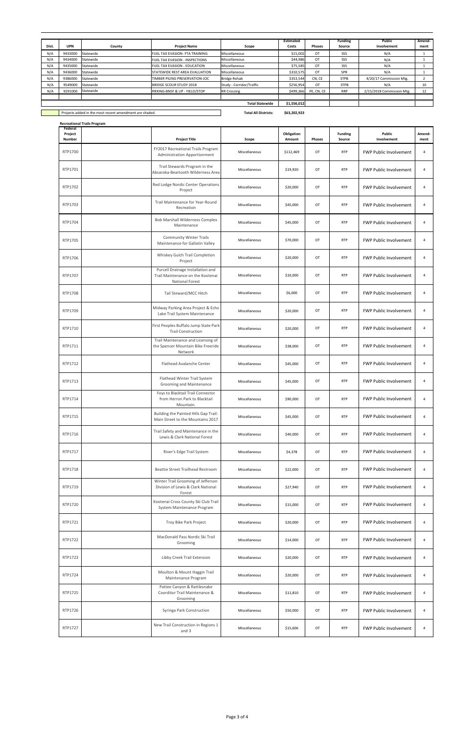| Dist. | UPN | County | Project Name | Scope | Estimated Costs | Phases | Funding Source | Public Involvement | Amend-ment |
|---|---|---|---|---|---|---|---|---|---|
| N/A | 9433000 | Statewide | FUEL TAX EVASION- FTA TRAINING | Miscellaneous | $15,002 | OT | SSS | N/A | 1 |
| N/A | 9434000 | Statewide | FUEL TAX EVASION - INSPECTIONS | Miscellaneous | $44,986 | OT | SSS | N/A | 1 |
| N/A | 9435000 | Statewide | FUEL TAX EVASION - EDUCATION | Miscellaneous | $75,585 | OT | SSS | N/A | 1 |
| N/A | 9436000 | Statewide | STATEWIDE REST AREA EVALUATION | Miscellaneous | $310,575 | OT | SPR | N/A | 1 |
| N/A | 9386000 | Statewide | TIMBER PILING PRESERVATION-JOC | Bridge Rehab | $353,544 | CN, CE | STPB | 4/20/17 Commission Mtg. | 2 |
| N/A | 9549000 | Statewide | BRIDGE SCOUR STUDY 2018 | Study - Corridor/Traffic | $256,954 | OT | STPB | N/A | 10 |
| N/A | 9291000 | Statewide | RRXING-BNSF & UP - YIELD/STOP | RR Crossing | $499,366 | PE, CN, CE | RRP | 2/15/2018 Commission Mtg. | 12 |
| | | | | **Total Statewide** | **$1,556,012** | | | | |

Projects added in the most recent amendment are shaded.

**Total All Districts:** **$63,202,923**

**Recreational Trails Program**

| Federal Project Number | | Project Title | Scope | Obligation Amount | Phases | Funding Source | Public Involvement | Amend-ment |
|---|---|---|---|---|---|---|---|---|
| RTP1700 | | FY2017 Recreational Trails Program Administration Apportionment | Miscellaneous | $112,469 | OT | RTP | FWP Public Involvement | 4 |
| RTP1701 | | Trail Stewards Program in the Absaroka-Beartooth Wilderness Area | Miscellaneous | $19,920 | OT | RTP | FWP Public Involvement | 4 |
| RTP1702 | | Red Lodge Nordic Center Operations Project | Miscellaneous | $20,000 | OT | RTP | FWP Public Involvement | 4 |
| RTP1703 | | Trail Maintenance for Year-Round Recreation | Miscellaneous | $45,000 | OT | RTP | FWP Public Involvement | 4 |
| RTP1704 | | Bob Marshall Wilderness Complex Maintenance | Miscellaneous | $45,000 | OT | RTP | FWP Public Involvement | 4 |
| RTP1705 | | Community Winter Trails Maintenance for Gallatin Valley | Miscellaneous | $70,000 | OT | RTP | FWP Public Involvement | 4 |
| RTP1706 | | Whiskey Gulch Trail Completion Project | Miscellaneous | $20,000 | OT | RTP | FWP Public Involvement | 4 |
| RTP1707 | | Purcell Drainage Installation and Trail Maintenance on the Kootenai National Forest | Miscellaneous | $10,000 | OT | RTP | FWP Public Involvement | 4 |
| RTP1708 | | Tail Steward/MCC Hitch | Miscellaneous | $6,000 | OT | RTP | FWP Public Involvement | 4 |
| RTP1709 | | Midway Parking Area Project & Echo Lake Trail System Maintenance | Miscellaneous | $20,000 | OT | RTP | FWP Public Involvement | 4 |
| RTP1710 | | First Peoples Buffalo Jump State Park Trail Construction | Miscellaneous | $20,000 | OT | RTP | FWP Public Involvement | 4 |
| RTP1711 | | Trail Maintenance and Licensing of the Spencer Mountain Bike Freeride Network | Miscellaneous | $38,000 | OT | RTP | FWP Public Involvement | 4 |
| RTP1712 | | Flathead Avalanche Center | Miscellaneous | $45,000 | OT | RTP | FWP Public Involvement | 4 |
| RTP1713 | | Flathead Winter Trail System Grooming and Maintenance | Miscellaneous | $45,000 | OT | RTP | FWP Public Involvement | 4 |
| RTP1714 | | Foys to Blacktail Trail Connector from Herron Park to Blacktail Mountain. | Miscellaneous | $90,000 | OT | RTP | FWP Public Involvement | 4 |
| RTP1715 | | Building the Painted Hills Gap Trail: Main Street to the Mountains 2017 | Miscellaneous | $45,000 | OT | RTP | FWP Public Involvement | 4 |
| RTP1716 | | Trail Safety and Maintenance in the Lewis & Clark National Forest | Miscellaneous | $40,000 | OT | RTP | FWP Public Involvement | 4 |
| RTP1717 | | River's Edge Trail System | Miscellaneous | $4,378 | OT | RTP | FWP Public Involvement | 4 |
| RTP1718 | | Beattie Street Trailhead Restroom | Miscellaneous | $22,000 | OT | RTP | FWP Public Involvement | 4 |
| RTP1719 | | Winter Trail Grooming of Jefferson Division of Lewis & Clark National Forest | Miscellaneous | $27,940 | OT | RTP | FWP Public Involvement | 4 |
| RTP1720 | | Kootenai Cross County Ski Club Trail System Maintenance Program | Miscellaneous | $15,000 | OT | RTP | FWP Public Involvement | 4 |
| RTP1721 | | Troy Bike Park Project | Miscellaneous | $20,000 | OT | RTP | FWP Public Involvement | 4 |
| RTP1722 | | MacDonald Pass Nordic Ski Trail Grooming | Miscellaneous | $14,000 | OT | RTP | FWP Public Involvement | 4 |
| RTP1723 | | Libby Creek Trail Extension | Miscellaneous | $20,000 | OT | RTP | FWP Public Involvement | 4 |
| RTP1724 | | Moulton & Mount Haggin Trail Maintenance Program | Miscellaneous | $20,000 | OT | RTP | FWP Public Involvement | 4 |
| RTP1725 | | Pattee Canyon & Rattlesnake Cooorditor Trail Maintenance & Grooming | Miscellaneous | $11,810 | OT | RTP | FWP Public Involvement | 4 |
| RTP1726 | | Syringa Park Construction | Miscellaneous | $50,000 | OT | RTP | FWP Public Involvement | 4 |
| RTP1727 | | New Trail Construction in Regions 1 and 3 | Miscellaneous | $15,606 | OT | RTP | FWP Public Involvement | 4 |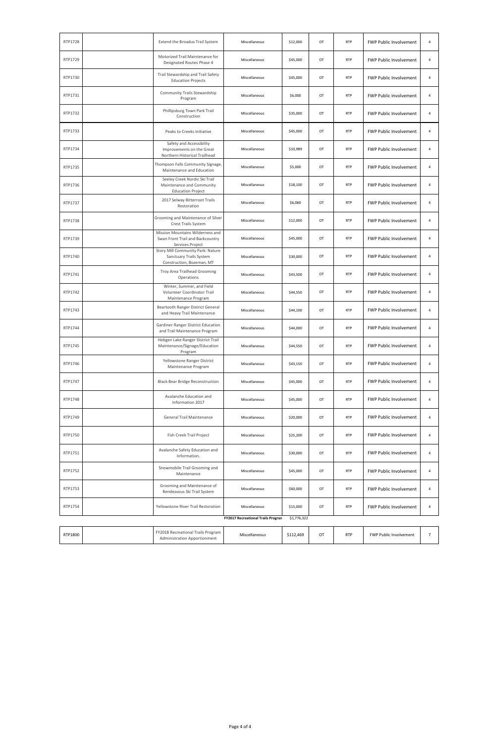| | | | | | | | | |
|---|---|---|---|---|---|---|---|---|
| RTP1728 | | Extend the Broadus Trail System | Miscellaneous | $12,000 | OT | RTP | FWP Public Involvement | 4 |
| RTP1729 | | Motorized Trail Maintenance for Designated Routes Phase 4 | Miscellaneous | $45,000 | OT | RTP | FWP Public Involvement | 4 |
| RTP1730 | | Trail Stewardship and Trail Safety Education Projects | Miscellaneous | $45,000 | OT | RTP | FWP Public Involvement | 4 |
| RTP1731 | | Community Trails Stewardship Program | Miscellaneous | $6,000 | OT | RTP | FWP Public Involvement | 4 |
| RTP1732 | | Phillipsburg Town Park Trail Construction | Miscellaneous | $35,000 | OT | RTP | FWP Public Involvement | 4 |
| RTP1733 | | Peaks to Creeks Initiative | Miscellaneous | $45,000 | OT | RTP | FWP Public Involvement | 4 |
| RTP1734 | | Safety and Accessibility Improvements on the Great Northern Historical Trailhead | Miscellaneous | $10,989 | OT | RTP | FWP Public Involvement | 4 |
| RTP1735 | | Thompson Falls Community Signage, Maintenance and Education | Miscellaneous | $5,000 | OT | RTP | FWP Public Involvement | 4 |
| RTP1736 | | Seeley Creek Nordic Ski Trail Maintenance and Community Education Project | Miscellaneous | $18,100 | OT | RTP | FWP Public Involvement | 4 |
| RTP1737 | | 2017 Selway Bitterroot Trails Restoration | Miscellaneous | $6,060 | OT | RTP | FWP Public Involvement | 4 |
| RTP1738 | | Grooming and Maintenance of Silver Crest Trails System | Miscellaneous | $12,000 | OT | RTP | FWP Public Involvement | 4 |
| RTP1739 | | Mission Mountains Wilderness and Swan Front Trail and Backcountry Services Project | Miscellaneous | $45,000 | OT | RTP | FWP Public Involvement | 4 |
| RTP1740 | | Story Mill Community Park: Nature Sanctuary Trails System Construction, Bozeman, MT | Miscellaneous | $30,000 | OT | RTP | FWP Public Involvement | 4 |
| RTP1741 | | Troy Area Trailhead Grooming Operations | Miscellaneous | $43,500 | OT | RTP | FWP Public Involvement | 4 |
| RTP1742 | | Winter, Summer, and Field Volunteer Coordinator Trail Maintenance Program | Miscellaneous | $44,550 | OT | RTP | FWP Public Involvement | 4 |
| RTP1743 | | Beartooth Ranger District General and Heavy Trail Maintenance | Miscellaneous | $44,100 | OT | RTP | FWP Public Involvement | 4 |
| RTP1744 | | Gardiner Ranger District Education and Trail Maintenance Program | Miscellaneous | $44,000 | OT | RTP | FWP Public Involvement | 4 |
| RTP1745 | | Hebgen Lake Ranger District Trail Maintenance/Signage/Education Program | Miscellaneous | $44,550 | OT | RTP | FWP Public Involvement | 4 |
| RTP1746 | | Yellowstone Ranger District Maintenance Program | Miscellaneous | $43,150 | OT | RTP | FWP Public Involvement | 4 |
| RTP1747 | | Black Bear Bridge Reconstruction | Miscellaneous | $45,000 | OT | RTP | FWP Public Involvement | 4 |
| RTP1748 | | Avalanche Education and Information 2017 | Miscellaneous | $45,000 | OT | RTP | FWP Public Involvement | 4 |
| RTP1749 | | General Trail Maintenance | Miscellaneous | $20,000 | OT | RTP | FWP Public Involvement | 4 |
| RTP1750 | | Fish Creek Trail Project | Miscellaneous | $25,200 | OT | RTP | FWP Public Involvement | 4 |
| RTP1751 | | Avalanche Safety Education and Information. | Miscellaneous | $30,000 | OT | RTP | FWP Public Involvement | 4 |
| RTP1752 | | Snowmobile Trail Grooming and Maintenance | Miscellaneous | $45,000 | OT | RTP | FWP Public Involvement | 4 |
| RTP1753 | | Grooming and Maintenance of Rendezvous Ski Trail System | Miscellaneous | $60,000 | OT | RTP | FWP Public Involvement | 4 |
| RTP1754 | | Yellowstone River Trail Restoration | Miscellaneous | $15,000 | OT | RTP | FWP Public Involvement | 4 |
| | | | **FY2017 Recreational Trails Program** | $1,776,322 | | | | |

| | | | | | | | | |
|---|---|---|---|---|---|---|---|---|
| RTP1800 | | FY2018 Recreational Trails Program Administration Apportionment | Miscellaneous | $112,469 | OT | RTP | FWP Public Involvement | 7 |